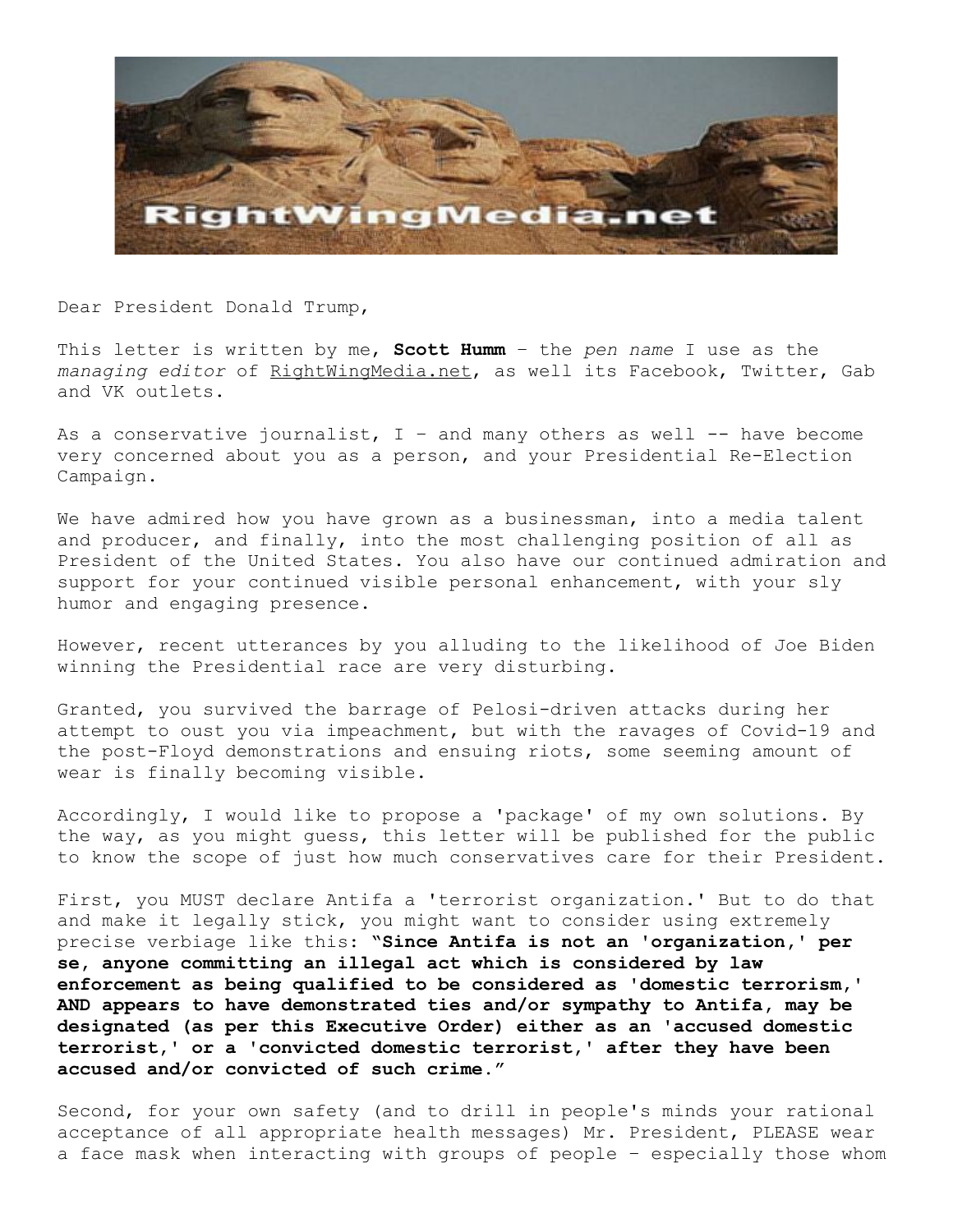Dear President Donald Trump,

This letter is written by me, **Scott Humm** – the *pen name* I use as the *managing editor* of RightWingMedia.net, as well its Facebook, Twitter, Gab and VK outlets.

As a conservative journalist, I – and many others as well -- have become very concerned about you as a person, and your Presidential Re-Election Campaign.

We have admired how you have grown as a businessman, into a media talent and producer, and finally, into the most challenging position of all as President of the United States. You also have our continued admiration and support for your continued visible personal enhancement, with your sly humor and engaging presence.

However, recent utterances by you alluding to the likelihood of Joe Biden winning the Presidential race are very disturbing.

Granted, you survived the barrage of Pelosi-driven attacks during her attempt to oust you via impeachment, but with the ravages of Covid-19 and the post-Floyd demonstrations and ensuing riots, some seeming amount of wear is finally becoming visible.

Accordingly, I would like to propose a 'package' of my own solutions. By the way, as you might guess, this letter will be published for the public to know the scope of just how much conservatives care for their President.

First, you MUST declare Antifa a 'terrorist organization.' But to do that and make it legally stick, you might want to consider using extremely precise verbiage like this: **"Since Antifa is not an 'organization,' per se, anyone committing an illegal act which is considered by law enforcement as being qualified to be considered as 'domestic terrorism,' AND appears to have demonstrated ties and/or sympathy to Antifa, may be designated (as per this Executive Order) either as an 'accused domestic terrorist,' or a 'convicted domestic terrorist,' after they have been accused and/or convicted of such crime."**

Second, for your own safety (and to drill in people's minds your rational acceptance of all appropriate health messages) Mr. President, PLEASE wear a face mask when interacting with groups of people – especially those whom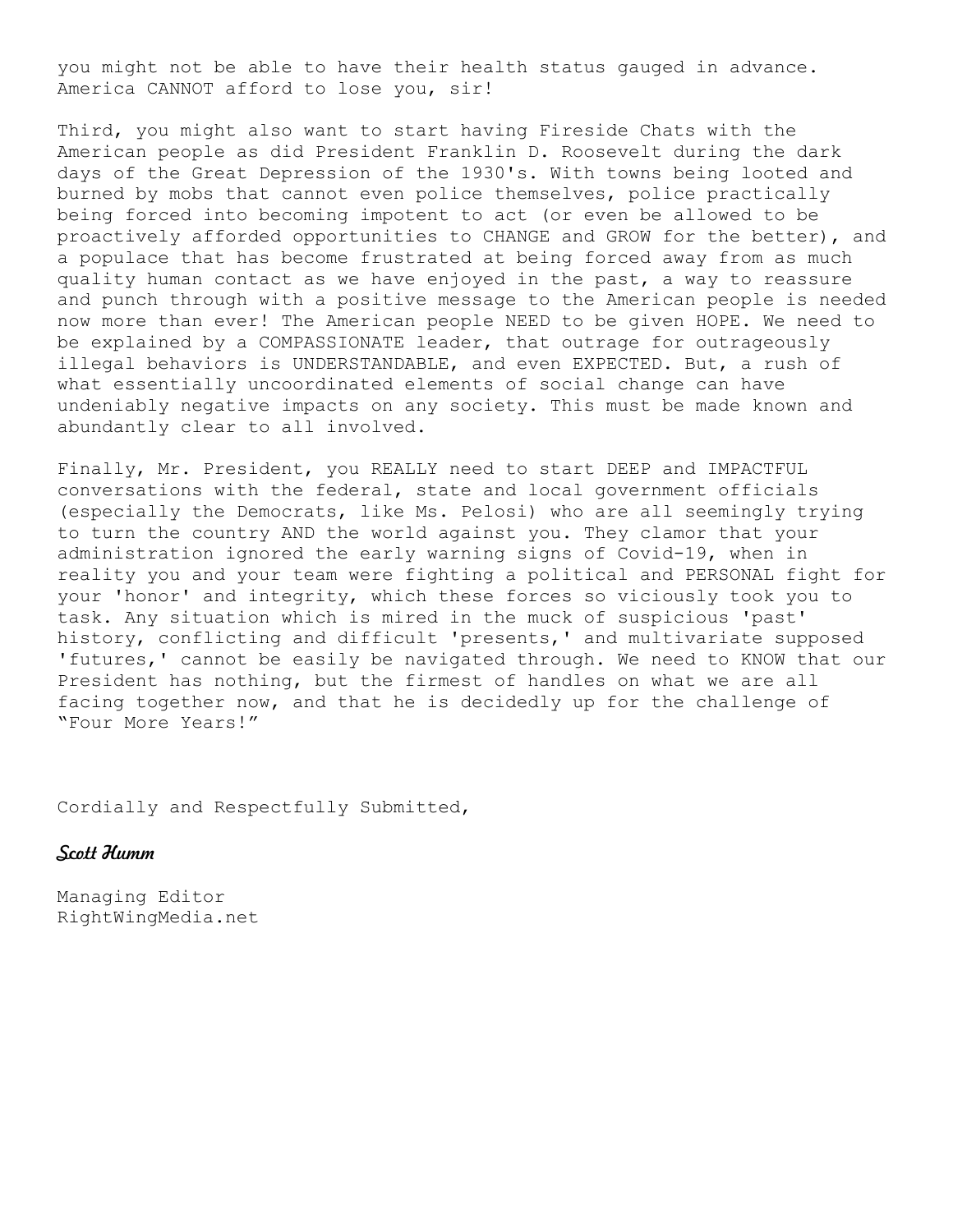you might not be able to have their health status gauged in advance. America CANNOT afford to lose you, sir!

Third, you might also want to start having Fireside Chats with the American people as did President Franklin D. Roosevelt during the dark days of the Great Depression of the 1930's. With towns being looted and burned by mobs that cannot even police themselves, police practically being forced into becoming impotent to act (or even be allowed to be proactively afforded opportunities to CHANGE and GROW for the better), and a populace that has become frustrated at being forced away from as much quality human contact as we have enjoyed in the past, a way to reassure and punch through with a positive message to the American people is needed now more than ever! The American people NEED to be given HOPE. We need to be explained by a COMPASSIONATE leader, that outrage for outrageously illegal behaviors is UNDERSTANDABLE, and even EXPECTED. But, a rush of what essentially uncoordinated elements of social change can have undeniably negative impacts on any society. This must be made known and abundantly clear to all involved.

Finally, Mr. President, you REALLY need to start DEEP and IMPACTFUL conversations with the federal, state and local government officials (especially the Democrats, like Ms. Pelosi) who are all seemingly trying to turn the country AND the world against you. They clamor that your administration ignored the early warning signs of Covid-19, when in reality you and your team were fighting a political and PERSONAL fight for your 'honor' and integrity, which these forces so viciously took you to task. Any situation which is mired in the muck of suspicious 'past' history, conflicting and difficult 'presents,' and multivariate supposed 'futures,' cannot be easily be navigated through. We need to KNOW that our President has nothing, but the firmest of handles on what we are all facing together now, and that he is decidedly up for the challenge of "Four More Years!"

Cordially and Respectfully Submitted,

*Scott Humm*

Managing Editor
RightWingMedia.net